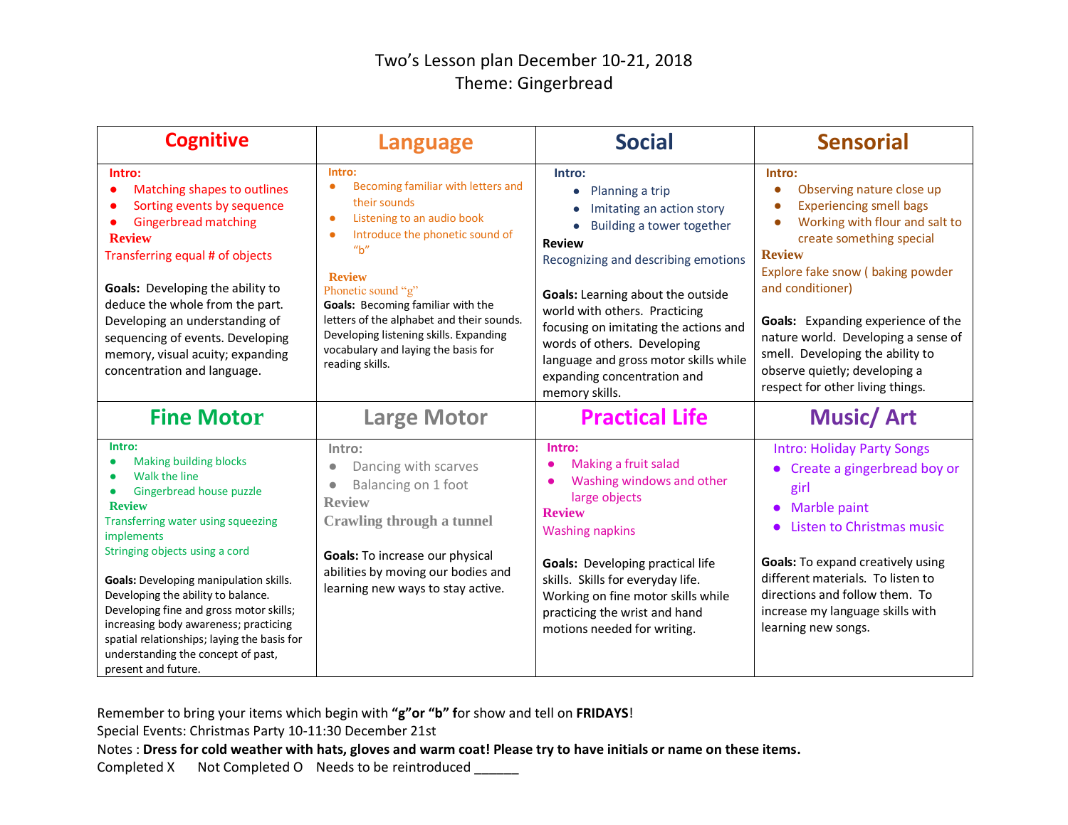# Two's Lesson plan December 10-21, 2018
## Theme: Gingerbread

| Cognitive | Language | Social | Sensorial |
|---|---|---|---|
| **Intro:**<br>• Matching shapes to outlines<br>• Sorting events by sequence<br>• Gingerbread matching<br>**Review**<br>Transferring equal # of objects<br><br>**Goals:** Developing the ability to deduce the whole from the part. Developing an understanding of sequencing of events. Developing memory, visual acuity; expanding concentration and language. | **Intro:**<br>• Becoming familiar with letters and their sounds<br>• Listening to an audio book<br>• Introduce the phonetic sound of "b"<br><br>**Review**<br>Phonetic sound "g"<br>**Goals:** Becoming familiar with the letters of the alphabet and their sounds. Developing listening skills. Expanding vocabulary and laying the basis for reading skills. | **Intro:**<br>• Planning a trip<br>• Imitating an action story<br>• Building a tower together<br>**Review**<br>Recognizing and describing emotions<br><br>**Goals:** Learning about the outside world with others. Practicing focusing on imitating the actions and words of others. Developing language and gross motor skills while expanding concentration and memory skills. | **Intro:**<br>• Observing nature close up<br>• Experiencing smell bags<br>• Working with flour and salt to create something special<br>**Review**<br>Explore fake snow ( baking powder and conditioner)<br><br>**Goals:** Expanding experience of the nature world. Developing a sense of smell. Developing the ability to observe quietly; developing a respect for other living things. |
| **Fine Motor** | **Large Motor** | **Practical Life** | **Music/ Art** |
| **Intro:**<br>• Making building blocks<br>• Walk the line<br>• Gingerbread house puzzle<br>**Review**<br>Transferring water using squeezing implements<br>Stringing objects using a cord<br><br>**Goals:** Developing manipulation skills. Developing the ability to balance. Developing fine and gross motor skills; increasing body awareness; practicing spatial relationships; laying the basis for understanding the concept of past, present and future. | **Intro:**<br>• Dancing with scarves<br>• Balancing on 1 foot<br>**Review**<br>**Crawling through a tunnel**<br><br>**Goals:** To increase our physical abilities by moving our bodies and learning new ways to stay active. | **Intro:**<br>• Making a fruit salad<br>• Washing windows and other large objects<br>**Review**<br>Washing napkins<br><br>**Goals:** Developing practical life skills. Skills for everyday life. Working on fine motor skills while practicing the wrist and hand motions needed for writing. | Intro: Holiday Party Songs<br>• Create a gingerbread boy or girl<br>• Marble paint<br>• Listen to Christmas music<br><br>**Goals:** To expand creatively using different materials. To listen to directions and follow them. To increase my language skills with learning new songs. |

Remember to bring your items which begin with **"g"or "b" f**or show and tell on **FRIDAYS**!
Special Events: Christmas Party 10-11:30 December 21st
Notes : **Dress for cold weather with hats, gloves and warm coat! Please try to have initials or name on these items.**
Completed X    Not Completed O    Needs to be reintroduced ______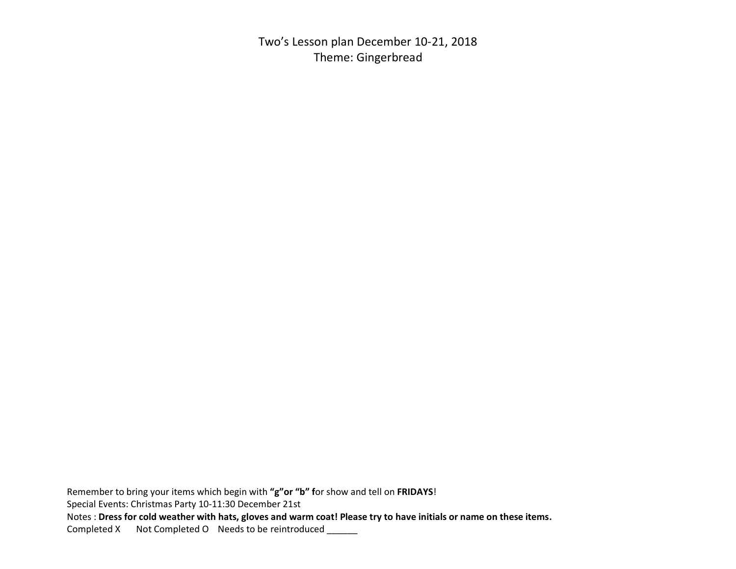# Two's Lesson plan December 10-21, 2018
## Theme: Gingerbread

Remember to bring your items which begin with **"g"or "b" f**or show and tell on **FRIDAYS**!

Special Events: Christmas Party 10-11:30 December 21st

Notes : **Dress for cold weather with hats, gloves and warm coat! Please try to have initials or name on these items.**

Completed X    Not Completed O    Needs to be reintroduced ______